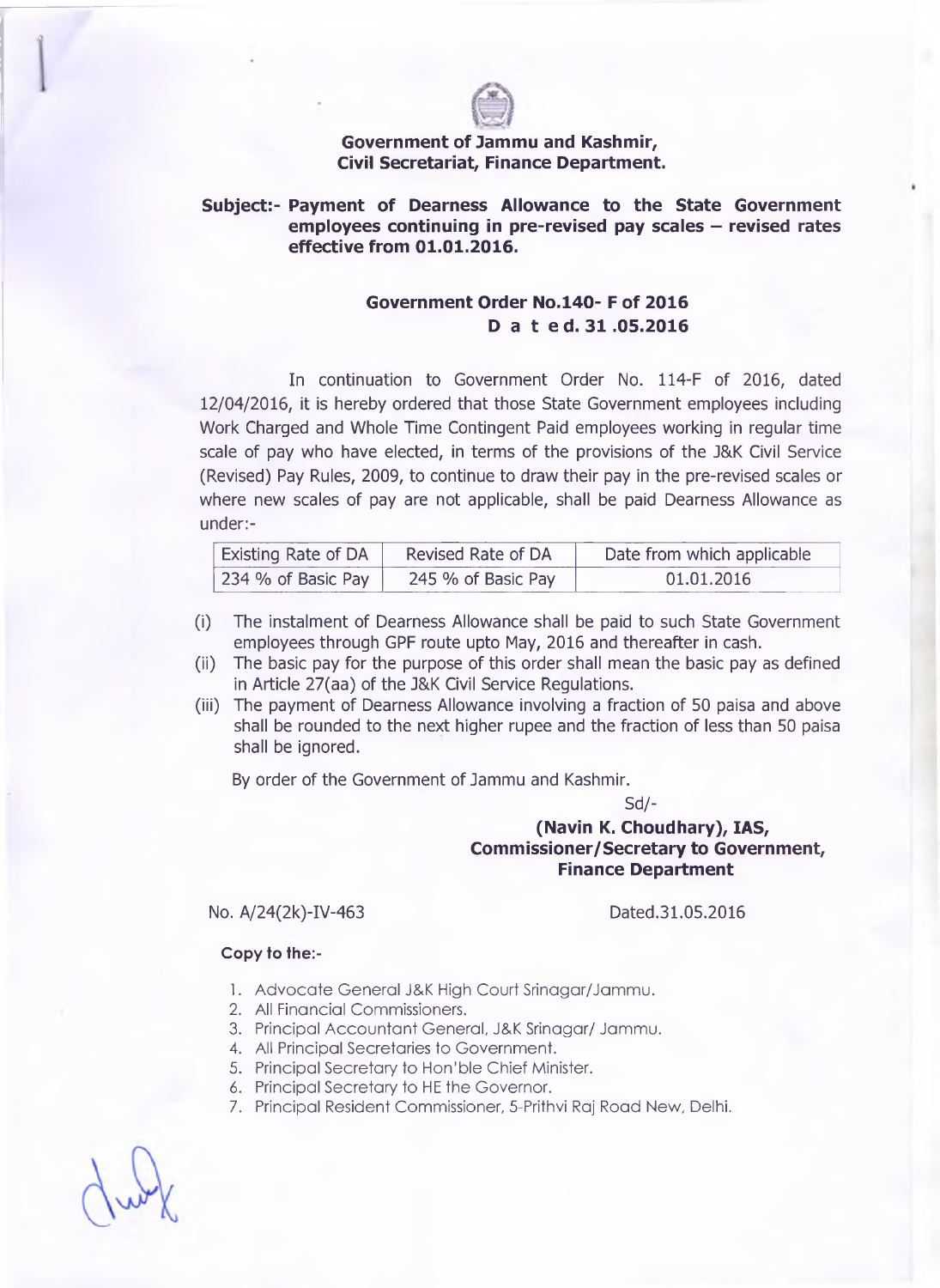**Government of Jammu and Kashmir,**
**Civil Secretariat, Finance Department.**

**Subject:- Payment of Dearness Allowance to the State Government employees continuing in pre-revised pay scales – revised rates effective from 01.01.2016.**

**Government Order No.140- F of 2016**
**D a t e d. 31 .05.2016**

In continuation to Government Order No. 114-F of 2016, dated 12/04/2016, it is hereby ordered that those State Government employees including Work Charged and Whole Time Contingent Paid employees working in regular time scale of pay who have elected, in terms of the provisions of the J&K Civil Service (Revised) Pay Rules, 2009, to continue to draw their pay in the pre-revised scales or where new scales of pay are not applicable, shall be paid Dearness Allowance as under:-

| Existing Rate of DA | Revised Rate of DA | Date from which applicable |
|---|---|---|
| 234 % of Basic Pay | 245 % of Basic Pay | 01.01.2016 |

(i) The instalment of Dearness Allowance shall be paid to such State Government employees through GPF route upto May, 2016 and thereafter in cash.
(ii) The basic pay for the purpose of this order shall mean the basic pay as defined in Article 27(aa) of the J&K Civil Service Regulations.
(iii) The payment of Dearness Allowance involving a fraction of 50 paisa and above shall be rounded to the next higher rupee and the fraction of less than 50 paisa shall be ignored.

By order of the Government of Jammu and Kashmir.

Sd/-

**(Navin K. Choudhary), IAS,**
**Commissioner/Secretary to Government,**
**Finance Department**

No. A/24(2k)-IV-463 Dated.31.05.2016

**Copy to the:-**

1. Advocate General J&K High Court Srinagar/Jammu.
2. All Financial Commissioners.
3. Principal Accountant General, J&K Srinagar/ Jammu.
4. All Principal Secretaries to Government.
5. Principal Secretary to Hon'ble Chief Minister.
6. Principal Secretary to HE the Governor.
7. Principal Resident Commissioner, 5-Prithvi Raj Road New, Delhi.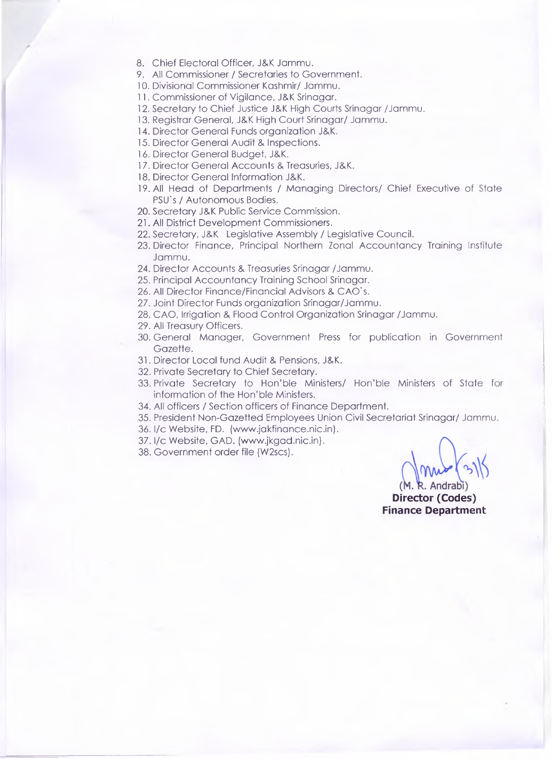8. Chief Electoral Officer, J&K Jammu.
9. All Commissioner / Secretaries to Government.
10. Divisional Commissioner Kashmir/ Jammu.
11. Commissioner of Vigilance, J&K Srinagar.
12. Secretary to Chief Justice J&K High Courts Srinagar /Jammu.
13. Registrar General, J&K High Court Srinagar/ Jammu.
14. Director General Funds organization J&K.
15. Director General Audit & Inspections.
16. Director General Budget, J&K.
17. Director General Accounts & Treasuries, J&K.
18. Director General Information J&K.
19. All Head of Departments / Managing Directors/ Chief Executive of State PSU's / Autonomous Bodies.
20. Secretary J&K Public Service Commission.
21. All District Development Commissioners.
22. Secretary, J&K Legislative Assembly / Legislative Council.
23. Director Finance, Principal Northern Zonal Accountancy Training Institute Jammu.
24. Director Accounts & Treasuries Srinagar /Jammu.
25. Principal Accountancy Training School Srinagar.
26. All Director Finance/Financial Advisors & CAO's.
27. Joint Director Funds organization Srinagar/Jammu.
28. CAO, Irrigation & Flood Control Organization Srinagar /Jammu.
29. All Treasury Officers.
30. General Manager, Government Press for publication in Government Gazette.
31. Director Local fund Audit & Pensions, J&K.
32. Private Secretary to Chief Secretary.
33. Private Secretary to Hon'ble Ministers/ Hon'ble Ministers of State for information of the Hon'ble Ministers.
34. All officers / Section officers of Finance Department.
35. President Non-Gazetted Employees Union Civil Secretariat Srinagar/ Jammu.
36. I/c Website, FD. (www.jakfinance.nic.in).
37. I/c Website, GAD. (www.jkgad.nic.in).
38. Government order file (W2scs).

(M. R. Andrabi)
**Director (Codes)**
**Finance Department**